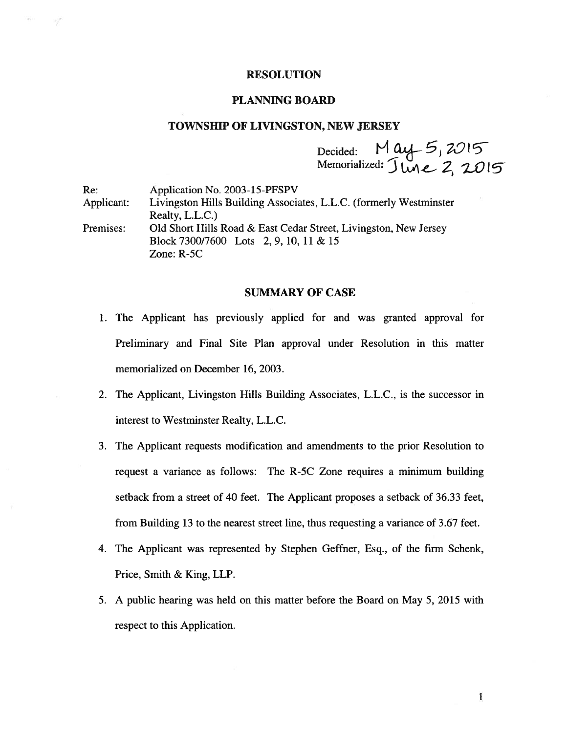# RESOLUTION

## PLANNING BOARD

## TOWNSHIP OF LIVINGSTON, NEW JERSEY

Decided: May 5, 2015
Memorialized: June 2, 2015

Re: Application No. 2003-15-PFSPV
Applicant: Livingston Hills Building Associates, L.L.C. (formerly Westminster Realty, L.L.C.)
Premises: Old Short Hills Road & East Cedar Street, Livingston, New Jersey
Block 7300/7600 Lots 2, 9, 10, 11 & 15
Zone: R-5C

## SUMMARY OF CASE

1. The Applicant has previously applied for and was granted approval for Preliminary and Final Site Plan approval under Resolution in this matter memorialized on December 16, 2003.
2. The Applicant, Livingston Hills Building Associates, L.L.C., is the successor in interest to Westminster Realty, L.L.C.
3. The Applicant requests modification and amendments to the prior Resolution to request a variance as follows: The R-5C Zone requires a minimum building setback from a street of 40 feet. The Applicant proposes a setback of 36.33 feet, from Building 13 to the nearest street line, thus requesting a variance of 3.67 feet.
4. The Applicant was represented by Stephen Geffner, Esq., of the firm Schenk, Price, Smith & King, LLP.
5. A public hearing was held on this matter before the Board on May 5, 2015 with respect to this Application.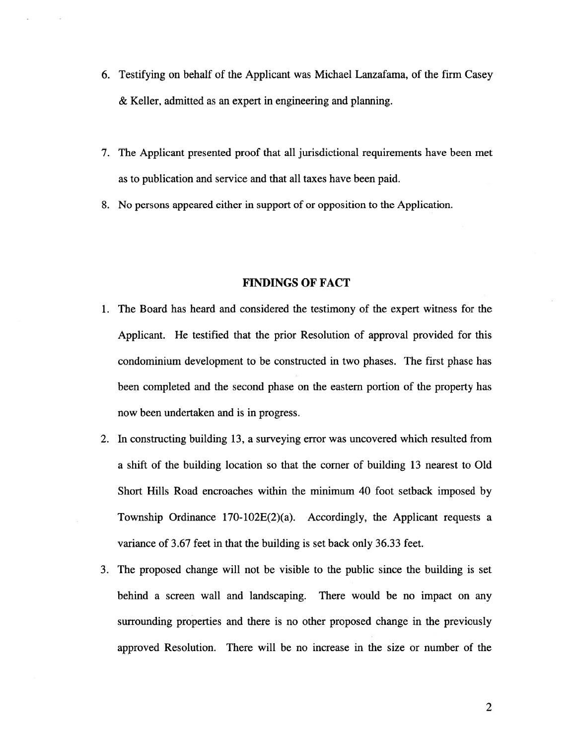6. Testifying on behalf of the Applicant was Michael Lanzafama, of the firm Casey & Keller, admitted as an expert in engineering and planning.

7. The Applicant presented proof that all jurisdictional requirements have been met as to publication and service and that all taxes have been paid.

8. No persons appeared either in support of or opposition to the Application.

## FINDINGS OF FACT

1. The Board has heard and considered the testimony of the expert witness for the Applicant. He testified that the prior Resolution of approval provided for this condominium development to be constructed in two phases. The first phase has been completed and the second phase on the eastern portion of the property has now been undertaken and is in progress.

2. In constructing building 13, a surveying error was uncovered which resulted from a shift of the building location so that the corner of building 13 nearest to Old Short Hills Road encroaches within the minimum 40 foot setback imposed by Township Ordinance 170-102E(2)(a). Accordingly, the Applicant requests a variance of 3.67 feet in that the building is set back only 36.33 feet.

3. The proposed change will not be visible to the public since the building is set behind a screen wall and landscaping. There would be no impact on any surrounding properties and there is no other proposed change in the previously approved Resolution. There will be no increase in the size or number of the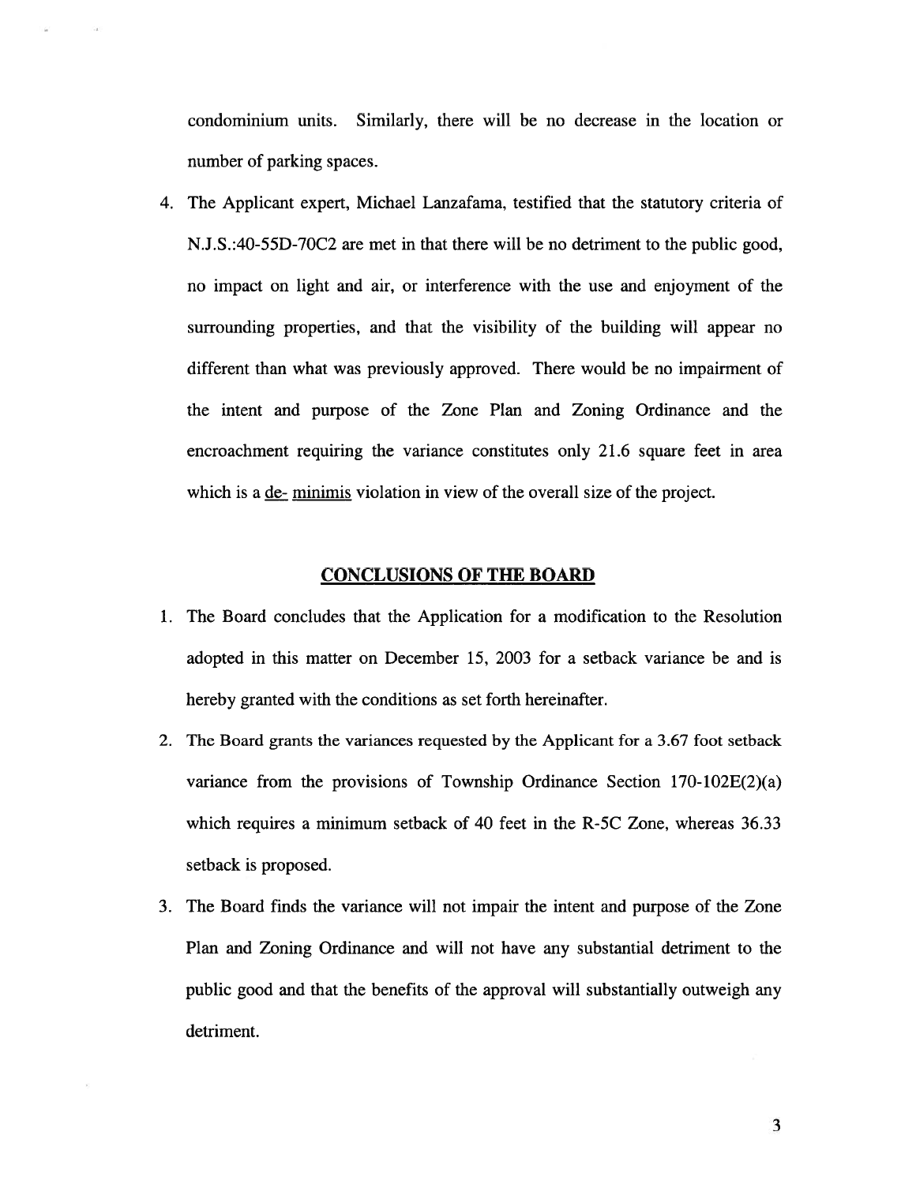condominium units. Similarly, there will be no decrease in the location or number of parking spaces.

4. The Applicant expert, Michael Lanzafama, testified that the statutory criteria of N.J.S.:40-55D-70C2 are met in that there will be no detriment to the public good, no impact on light and air, or interference with the use and enjoyment of the surrounding properties, and that the visibility of the building will appear no different than what was previously approved. There would be no impairment of the intent and purpose of the Zone Plan and Zoning Ordinance and the encroachment requiring the variance constitutes only 21.6 square feet in area which is a de- minimis violation in view of the overall size of the project.

## CONCLUSIONS OF THE BOARD

1. The Board concludes that the Application for a modification to the Resolution adopted in this matter on December 15, 2003 for a setback variance be and is hereby granted with the conditions as set forth hereinafter.
2. The Board grants the variances requested by the Applicant for a 3.67 foot setback variance from the provisions of Township Ordinance Section 170-102E(2)(a) which requires a minimum setback of 40 feet in the R-5C Zone, whereas 36.33 setback is proposed.
3. The Board finds the variance will not impair the intent and purpose of the Zone Plan and Zoning Ordinance and will not have any substantial detriment to the public good and that the benefits of the approval will substantially outweigh any detriment.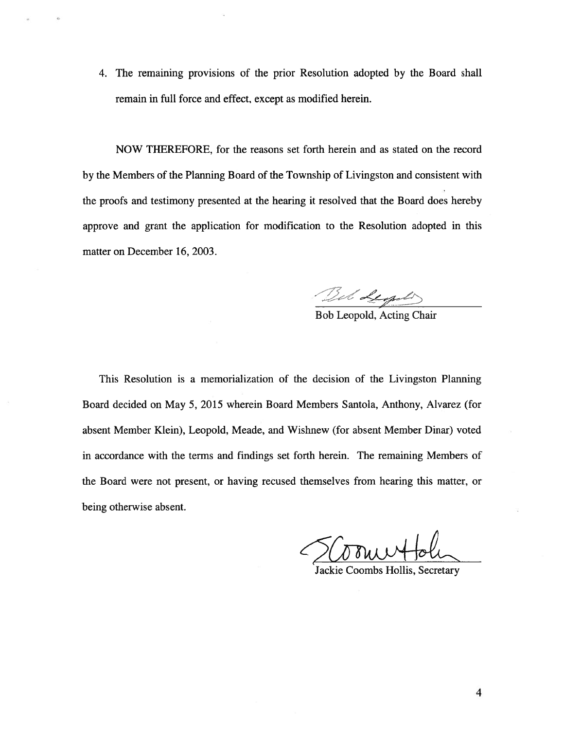4. The remaining provisions of the prior Resolution adopted by the Board shall remain in full force and effect, except as modified herein.

NOW THEREFORE, for the reasons set forth herein and as stated on the record by the Members of the Planning Board of the Township of Livingston and consistent with the proofs and testimony presented at the hearing it resolved that the Board does hereby approve and grant the application for modification to the Resolution adopted in this matter on December 16, 2003.

Bob Leopold, Acting Chair

This Resolution is a memorialization of the decision of the Livingston Planning Board decided on May 5, 2015 wherein Board Members Santola, Anthony, Alvarez (for absent Member Klein), Leopold, Meade, and Wishnew (for absent Member Dinar) voted in accordance with the terms and findings set forth herein. The remaining Members of the Board were not present, or having recused themselves from hearing this matter, or being otherwise absent.

Jackie Coombs Hollis, Secretary